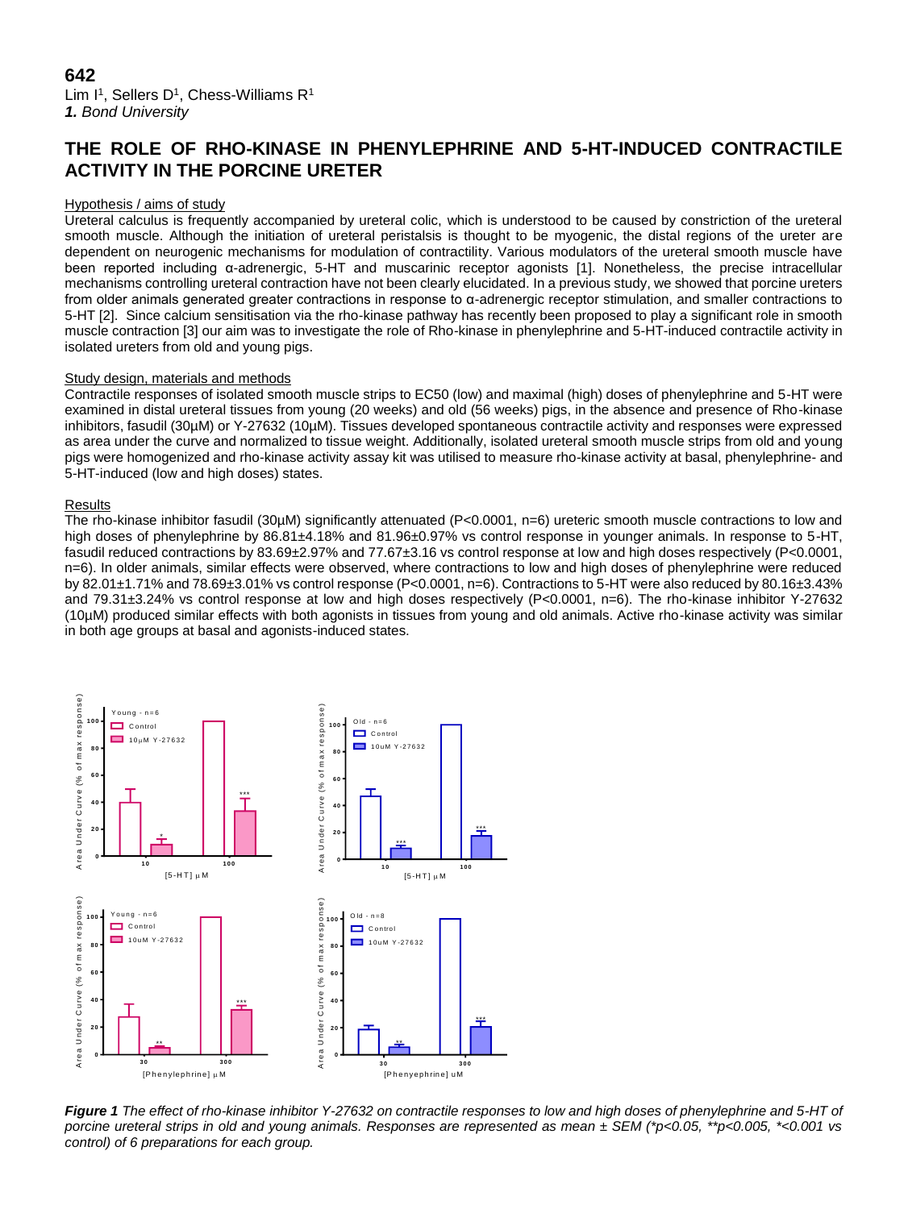**642**

Lim I[1], Sellers D[1], Chess-Williams R[1]

***1.** Bond University*

## THE ROLE OF RHO-KINASE IN PHENYLEPHRINE AND 5-HT-INDUCED CONTRACTILE ACTIVITY IN THE PORCINE URETER

### Hypothesis / aims of study

Ureteral calculus is frequently accompanied by ureteral colic, which is understood to be caused by constriction of the ureteral smooth muscle. Although the initiation of ureteral peristalsis is thought to be myogenic, the distal regions of the ureter are dependent on neurogenic mechanisms for modulation of contractility. Various modulators of the ureteral smooth muscle have been reported including α-adrenergic, 5-HT and muscarinic receptor agonists [1]. Nonetheless, the precise intracellular mechanisms controlling ureteral contraction have not been clearly elucidated. In a previous study, we showed that porcine ureters from older animals generated greater contractions in response to α-adrenergic receptor stimulation, and smaller contractions to 5-HT [2]. Since calcium sensitisation via the rho-kinase pathway has recently been proposed to play a significant role in smooth muscle contraction [3] our aim was to investigate the role of Rho-kinase in phenylephrine and 5-HT-induced contractile activity in isolated ureters from old and young pigs.

### Study design, materials and methods

Contractile responses of isolated smooth muscle strips to EC50 (low) and maximal (high) doses of phenylephrine and 5-HT were examined in distal ureteral tissues from young (20 weeks) and old (56 weeks) pigs, in the absence and presence of Rho-kinase inhibitors, fasudil (30μM) or Y-27632 (10μM). Tissues developed spontaneous contractile activity and responses were expressed as area under the curve and normalized to tissue weight. Additionally, isolated ureteral smooth muscle strips from old and young pigs were homogenized and rho-kinase activity assay kit was utilised to measure rho-kinase activity at basal, phenylephrine- and 5-HT-induced (low and high doses) states.

### Results

The rho-kinase inhibitor fasudil (30μM) significantly attenuated ($P<0.0001$, n=6) ureteric smooth muscle contractions to low and high doses of phenylephrine by 86.81±4.18% and 81.96±0.97% vs control response in younger animals. In response to 5-HT, fasudil reduced contractions by 83.69±2.97% and 77.67±3.16 vs control response at low and high doses respectively ($P<0.0001$, n=6). In older animals, similar effects were observed, where contractions to low and high doses of phenylephrine were reduced by 82.01±1.71% and 78.69±3.01% vs control response ($P<0.0001$, n=6). Contractions to 5-HT were also reduced by 80.16±3.43% and 79.31±3.24% vs control response at low and high doses respectively ($P<0.0001$, n=6). The rho-kinase inhibitor Y-27632 (10μM) produced similar effects with both agonists in tissues from young and old animals. Active rho-kinase activity was similar in both age groups at basal and agonists-induced states.

***Figure 1** The effect of rho-kinase inhibitor Y-27632 on contractile responses to low and high doses of phenylephrine and 5-HT of porcine ureteral strips in old and young animals. Responses are represented as mean ± SEM (*p<0.05, **p<0.005, *<0.001 vs control) of 6 preparations for each group.*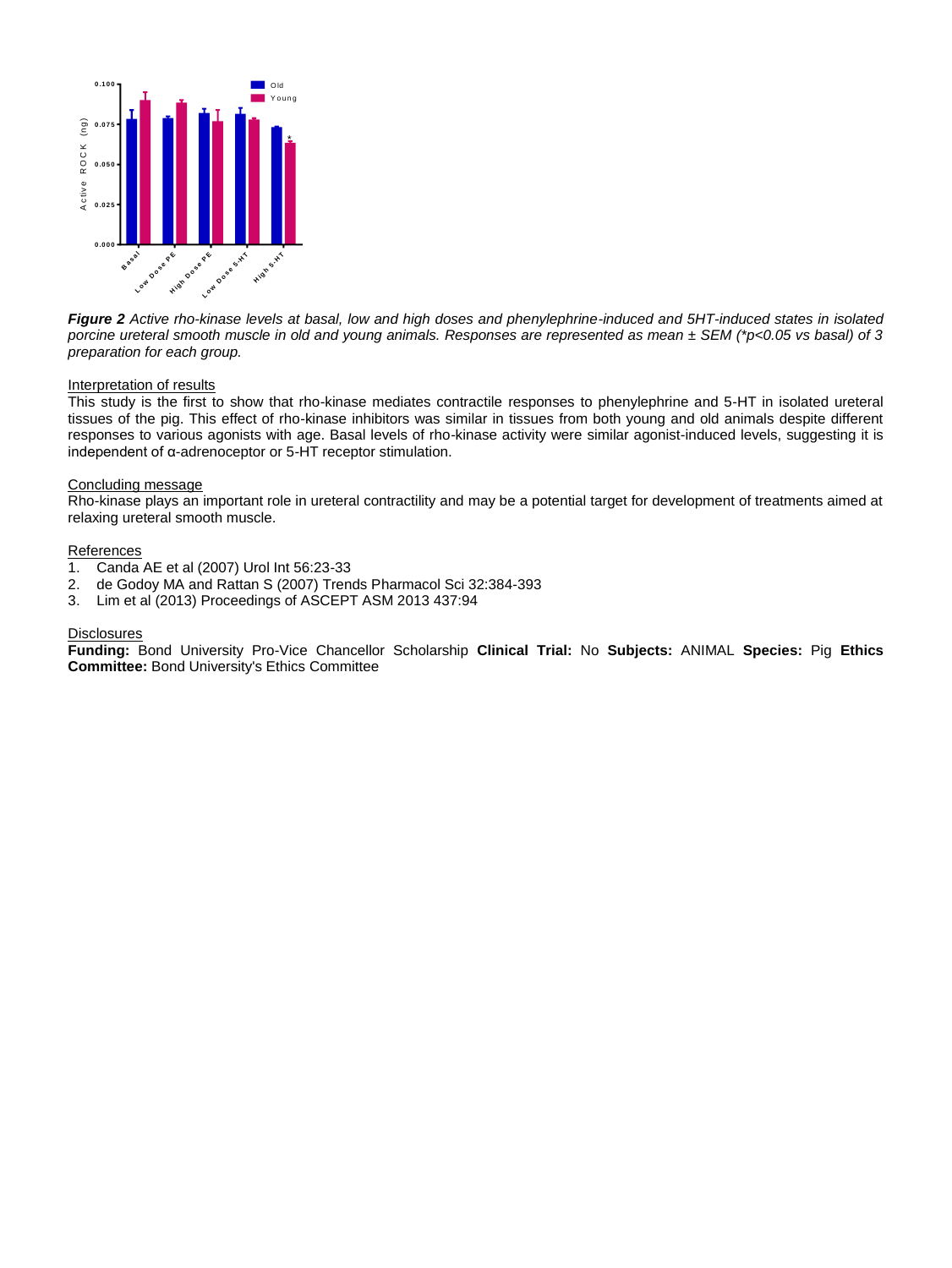0.100
0.075
0.050
0.025
0.000

Active ROCK (ng)

Old
Young

Basal
Low Dose PE
High Dose PE
Low Dose 5-HT
High 5-HT

*

***Figure 2*** *Active rho-kinase levels at basal, low and high doses and phenylephrine-induced and 5HT-induced states in isolated porcine ureteral smooth muscle in old and young animals. Responses are represented as mean ± SEM (\*p<0.05 vs basal) of 3 preparation for each group.*

<u>Interpretation of results</u>

This study is the first to show that rho-kinase mediates contractile responses to phenylephrine and 5-HT in isolated ureteral tissues of the pig. This effect of rho-kinase inhibitors was similar in tissues from both young and old animals despite different responses to various agonists with age. Basal levels of rho-kinase activity were similar agonist-induced levels, suggesting it is independent of α-adrenoceptor or 5-HT receptor stimulation.

<u>Concluding message</u>

Rho-kinase plays an important role in ureteral contractility and may be a potential target for development of treatments aimed at relaxing ureteral smooth muscle.

<u>References</u>

1. Canda AE et al (2007) Urol Int 56:23-33
2. de Godoy MA and Rattan S (2007) Trends Pharmacol Sci 32:384-393
3. Lim et al (2013) Proceedings of ASCEPT ASM 2013 437:94

<u>Disclosures</u>

**Funding:** Bond University Pro-Vice Chancellor Scholarship **Clinical Trial:** No **Subjects:** ANIMAL **Species:** Pig **Ethics Committee:** Bond University's Ethics Committee